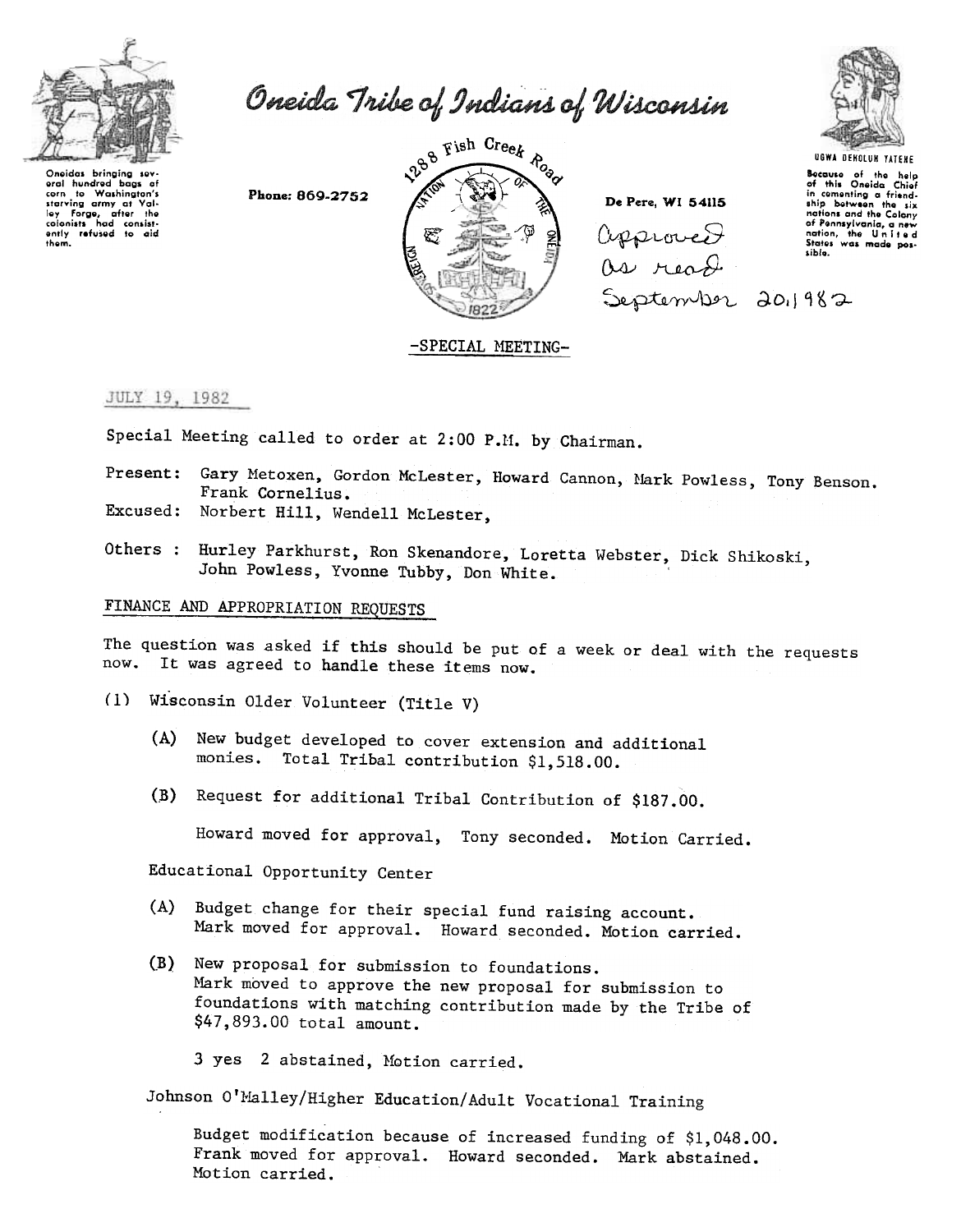# Oneida Tribe of Indians of Wisconsin

Oneidas bringing several hundred bags of corn to Washington's starving army at Valley Forge, after the colonists had consistently refused to aid them.

Phone: 869-2752

1288 Fish Creek Road

De Pere, WI 54115

UGWA DEHOLUH YATEHE

Because of the help of this Oneida Chief in cementing a friendship between the six nations and the Colony of Pennsylvania, a new nation, the United States was made possible.

Approved as read September 20, 1982

## -SPECIAL MEETING-

JULY 19, 1982

Special Meeting called to order at 2:00 P.M. by Chairman.

Present: Gary Metoxen, Gordon McLester, Howard Cannon, Mark Powless, Tony Benson. Frank Cornelius.

Excused: Norbert Hill, Wendell McLester,

Others : Hurley Parkhurst, Ron Skenandore, Loretta Webster, Dick Shikoski, John Powless, Yvonne Tubby, Don White.

### FINANCE AND APPROPRIATION REQUESTS

The question was asked if this should be put of a week or deal with the requests now. It was agreed to handle these items now.

(1) Wisconsin Older Volunteer (Title V)

(A) New budget developed to cover extension and additional monies. Total Tribal contribution $1,518.00.

(B) Request for additional Tribal Contribution of $187.00.

Howard moved for approval, Tony seconded. Motion Carried.

Educational Opportunity Center

(A) Budget change for their special fund raising account. Mark moved for approval. Howard seconded. Motion carried.

(B) New proposal for submission to foundations. Mark moved to approve the new proposal for submission to foundations with matching contribution made by the Tribe of $47,893.00 total amount.

3 yes 2 abstained, Motion carried.

Johnson O'Malley/Higher Education/Adult Vocational Training

Budget modification because of increased funding of $1,048.00. Frank moved for approval. Howard seconded. Mark abstained. Motion carried.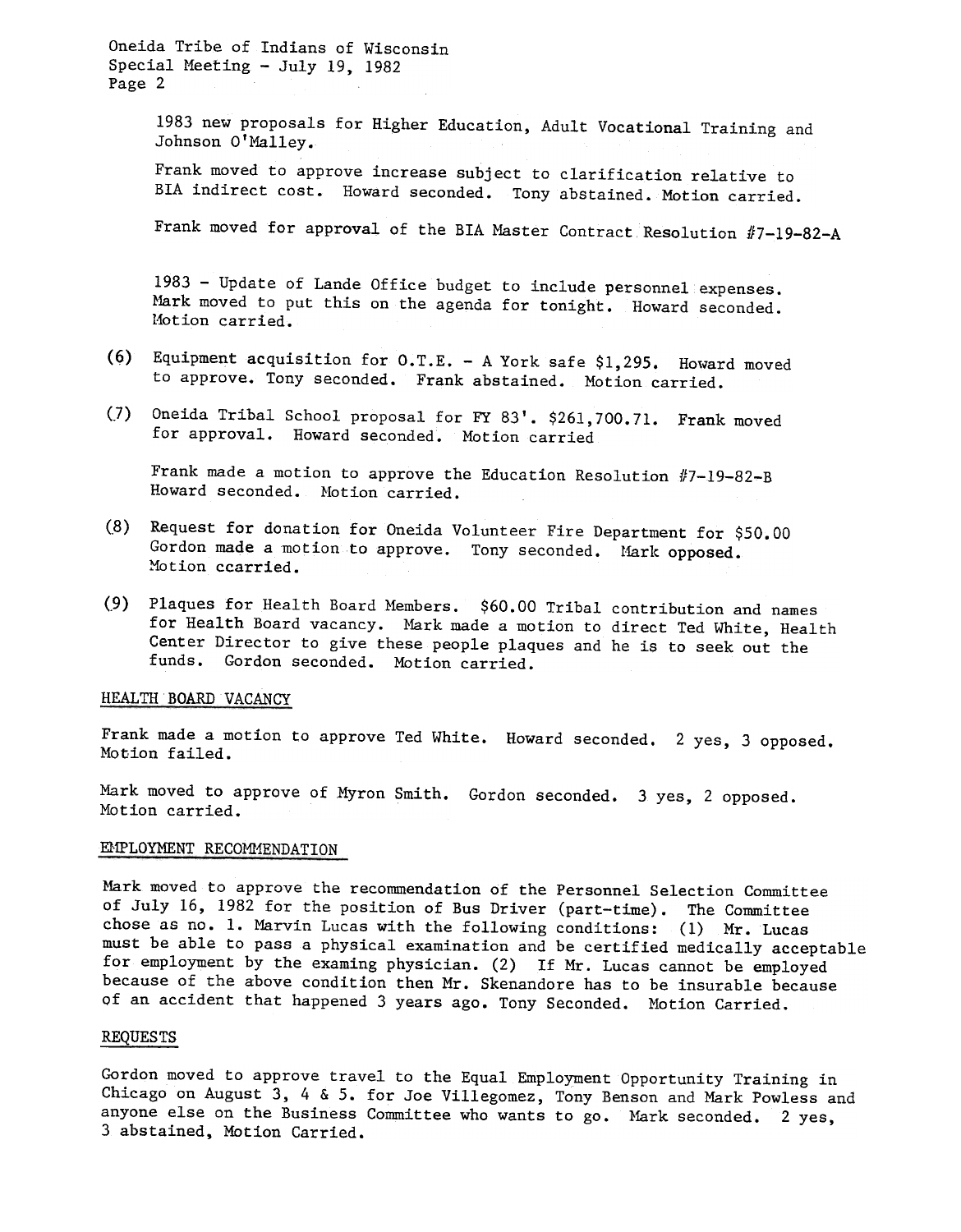1983 new proposals for Higher Education, Adult Vocational Training and Johnson O'Malley.

Frank moved to approve increase subject to clarification relative to BIA indirect cost. Howard seconded. Tony abstained. Motion carried.

Frank moved for approval of the BIA Master Contract Resolution #7-19-82-A

1983 - Update of Lande Office budget to include personnel expenses. Mark moved to put this on the agenda for tonight. Howard seconded. Motion carried.

(6) Equipment acquisition for O.T.E. - A York safe $1,295. Howard moved to approve. Tony seconded. Frank abstained. Motion carried.

(7) Oneida Tribal School proposal for FY 83'. $261,700.71. Frank moved for approval. Howard seconded. Motion carried

Frank made a motion to approve the Education Resolution #7-19-82-B Howard seconded. Motion carried.

(8) Request for donation for Oneida Volunteer Fire Department for $50.00 Gordon made a motion to approve. Tony seconded. Mark opposed. Motion ccarried.

(9) Plaques for Health Board Members. $60.00 Tribal contribution and names for Health Board vacancy. Mark made a motion to direct Ted White, Health Center Director to give these people plaques and he is to seek out the funds. Gordon seconded. Motion carried.

HEALTH BOARD VACANCY

Frank made a motion to approve Ted White. Howard seconded. 2 yes, 3 opposed. Motion failed.

Mark moved to approve of Myron Smith. Gordon seconded. 3 yes, 2 opposed. Motion carried.

EMPLOYMENT RECOMMENDATION

Mark moved to approve the recommendation of the Personnel Selection Committee of July 16, 1982 for the position of Bus Driver (part-time). The Committee chose as no. 1. Marvin Lucas with the following conditions: (1) Mr. Lucas must be able to pass a physical examination and be certified medically acceptable for employment by the examing physician. (2) If Mr. Lucas cannot be employed because of the above condition then Mr. Skenandore has to be insurable because of an accident that happened 3 years ago. Tony Seconded. Motion Carried.

REQUESTS

Gordon moved to approve travel to the Equal Employment Opportunity Training in Chicago on August 3, 4 & 5. for Joe Villegomez, Tony Benson and Mark Powless and anyone else on the Business Committee who wants to go. Mark seconded. 2 yes, 3 abstained, Motion Carried.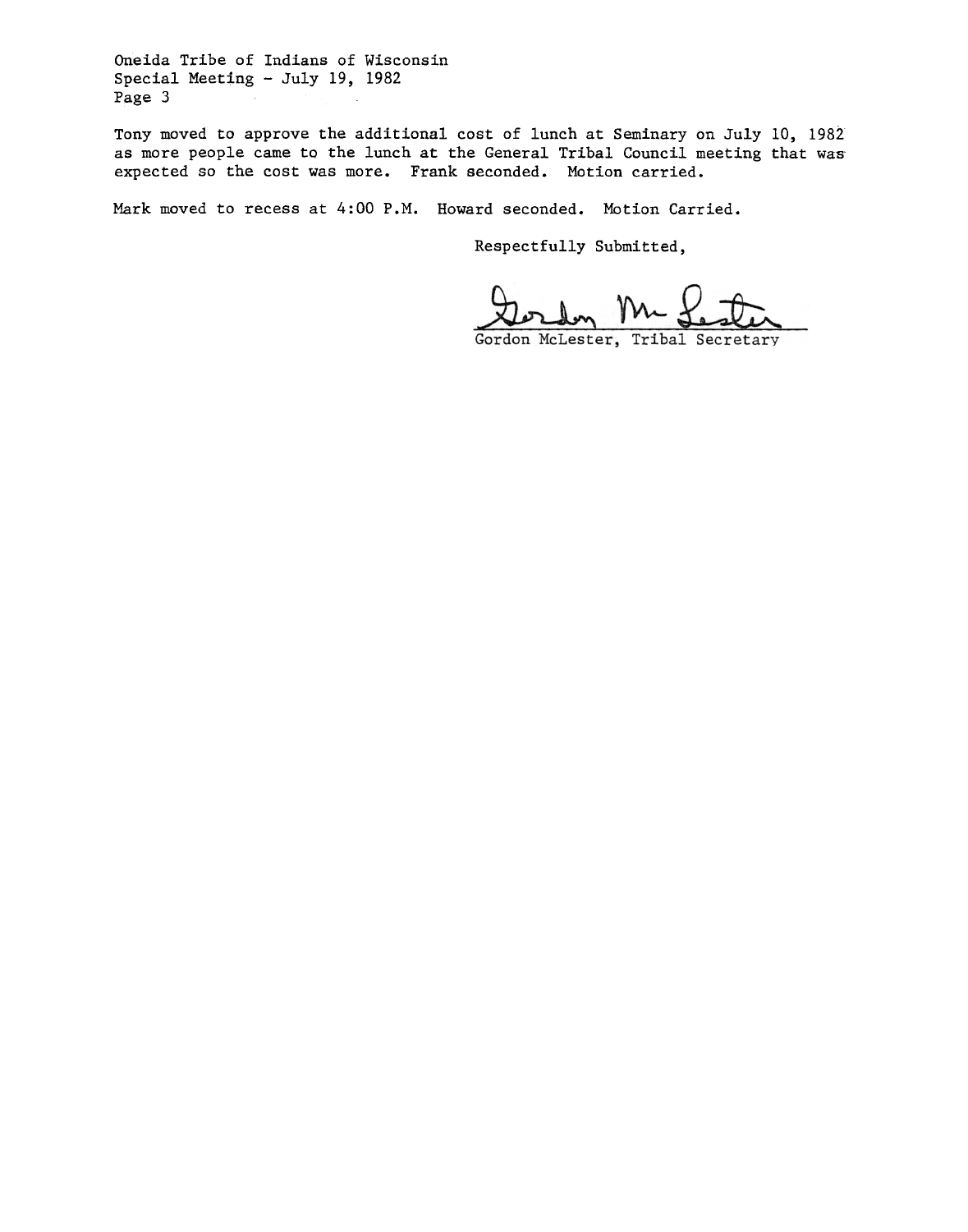Tony moved to approve the additional cost of lunch at Seminary on July 10, 1982 as more people came to the lunch at the General Tribal Council meeting that was expected so the cost was more. Frank seconded. Motion carried.

Mark moved to recess at 4:00 P.M. Howard seconded. Motion Carried.

Respectfully Submitted,

Gordon McLester, Tribal Secretary